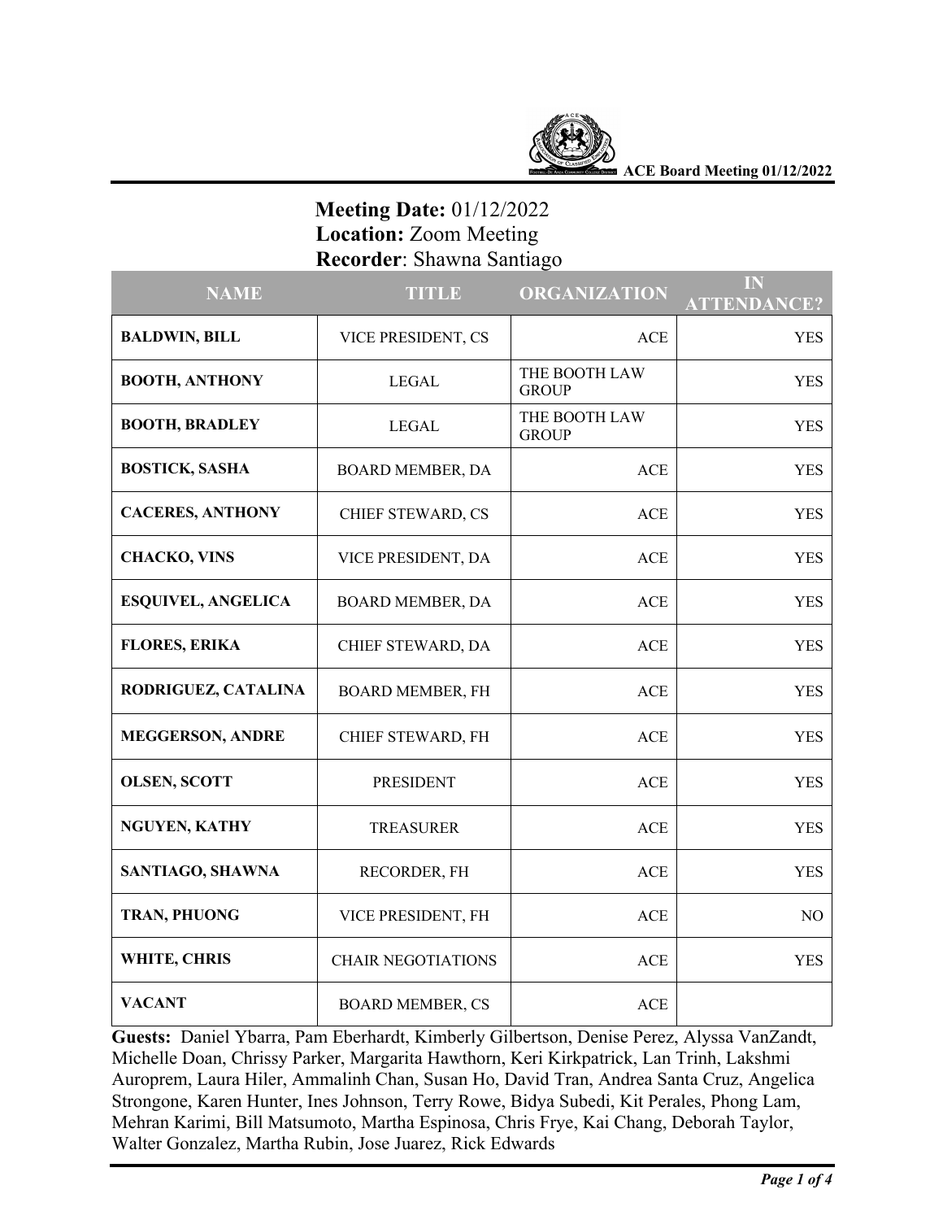**Meeting Date:** 01/12/2022
**Location:** Zoom Meeting
**Recorder**: Shawna Santiago

| NAME | TITLE | ORGANIZATION | IN ATTENDANCE? |
|---|---|---|---|
| **BALDWIN, BILL** | VICE PRESIDENT, CS | ACE | YES |
| **BOOTH, ANTHONY** | LEGAL | THE BOOTH LAW GROUP | YES |
| **BOOTH, BRADLEY** | LEGAL | THE BOOTH LAW GROUP | YES |
| **BOSTICK, SASHA** | BOARD MEMBER, DA | ACE | YES |
| **CACERES, ANTHONY** | CHIEF STEWARD, CS | ACE | YES |
| **CHACKO, VINS** | VICE PRESIDENT, DA | ACE | YES |
| **ESQUIVEL, ANGELICA** | BOARD MEMBER, DA | ACE | YES |
| **FLORES, ERIKA** | CHIEF STEWARD, DA | ACE | YES |
| **RODRIGUEZ, CATALINA** | BOARD MEMBER, FH | ACE | YES |
| **MEGGERSON, ANDRE** | CHIEF STEWARD, FH | ACE | YES |
| **OLSEN, SCOTT** | PRESIDENT | ACE | YES |
| **NGUYEN, KATHY** | TREASURER | ACE | YES |
| **SANTIAGO, SHAWNA** | RECORDER, FH | ACE | YES |
| **TRAN, PHUONG** | VICE PRESIDENT, FH | ACE | NO |
| **WHITE, CHRIS** | CHAIR NEGOTIATIONS | ACE | YES |
| **VACANT** | BOARD MEMBER, CS | ACE | |

**Guests:** Daniel Ybarra, Pam Eberhardt, Kimberly Gilbertson, Denise Perez, Alyssa VanZandt, Michelle Doan, Chrissy Parker, Margarita Hawthorn, Keri Kirkpatrick, Lan Trinh, Lakshmi Auroprem, Laura Hiler, Ammalinh Chan, Susan Ho, David Tran, Andrea Santa Cruz, Angelica Strongone, Karen Hunter, Ines Johnson, Terry Rowe, Bidya Subedi, Kit Perales, Phong Lam, Mehran Karimi, Bill Matsumoto, Martha Espinosa, Chris Frye, Kai Chang, Deborah Taylor, Walter Gonzalez, Martha Rubin, Jose Juarez, Rick Edwards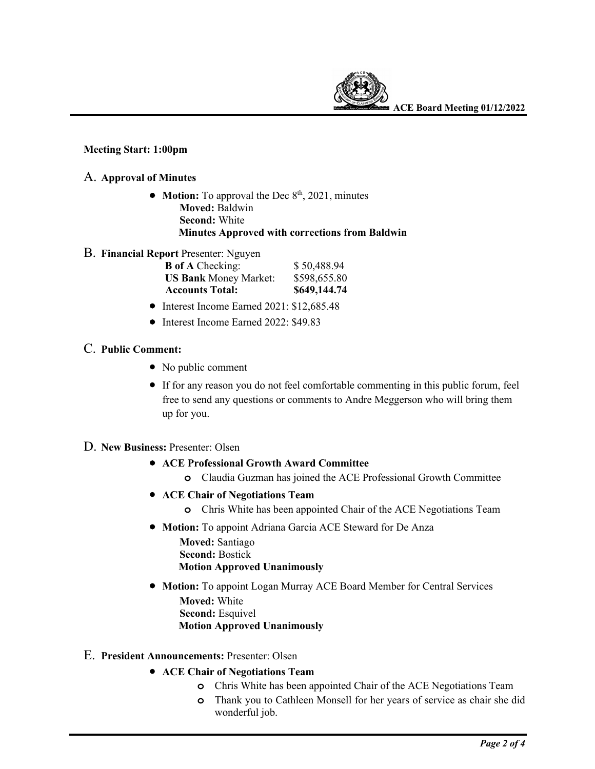**Meeting Start: 1:00pm**

## A. Approval of Minutes

- **Motion:** To approval the Dec 8th, 2021, minutes
  **Moved:** Baldwin
  **Second:** White
  **Minutes Approved with corrections from Baldwin**

## B. Financial Report Presenter: Nguyen

| | |
|---|---|
| **B of A** Checking: | $ 50,488.94 |
| **US Bank** Money Market: | $598,655.80 |
| **Accounts Total:** | **$649,144.74** |

- Interest Income Earned 2021: $12,685.48
- Interest Income Earned 2022: $49.83

## C. Public Comment:

- No public comment
- If for any reason you do not feel comfortable commenting in this public forum, feel free to send any questions or comments to Andre Meggerson who will bring them up for you.

## D. New Business: Presenter: Olsen

- **ACE Professional Growth Award Committee**
  - Claudia Guzman has joined the ACE Professional Growth Committee
- **ACE Chair of Negotiations Team**
  - Chris White has been appointed Chair of the ACE Negotiations Team
- **Motion:** To appoint Adriana Garcia ACE Steward for De Anza
  **Moved:** Santiago
  **Second:** Bostick
  **Motion Approved Unanimously**
- **Motion:** To appoint Logan Murray ACE Board Member for Central Services
  **Moved:** White
  **Second:** Esquivel
  **Motion Approved Unanimously**

## E. President Announcements: Presenter: Olsen

- **ACE Chair of Negotiations Team**
  - Chris White has been appointed Chair of the ACE Negotiations Team
  - Thank you to Cathleen Monsell for her years of service as chair she did wonderful job.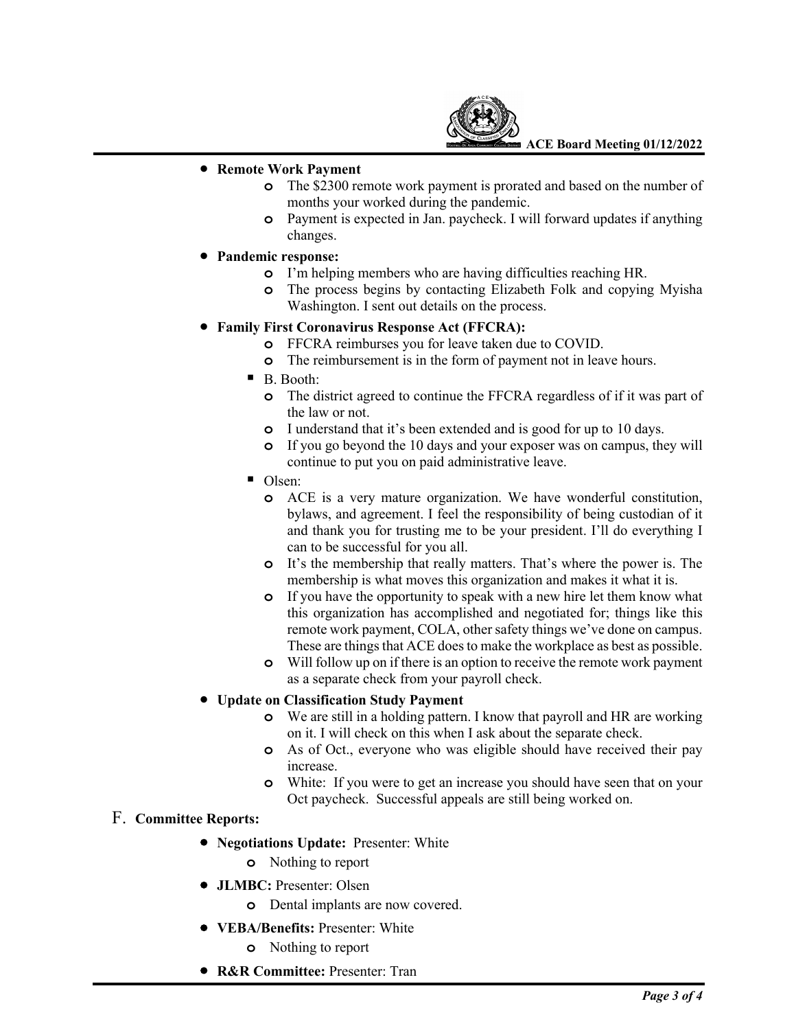- **Remote Work Payment**
    - The $2300 remote work payment is prorated and based on the number of months your worked during the pandemic.
    - Payment is expected in Jan. paycheck. I will forward updates if anything changes.
- **Pandemic response:**
    - I'm helping members who are having difficulties reaching HR.
    - The process begins by contacting Elizabeth Folk and copying Myisha Washington. I sent out details on the process.
- **Family First Coronavirus Response Act (FFCRA):**
    - FFCRA reimburses you for leave taken due to COVID.
    - The reimbursement is in the form of payment not in leave hours.
  - B. Booth:
    - The district agreed to continue the FFCRA regardless of if it was part of the law or not.
    - I understand that it's been extended and is good for up to 10 days.
    - If you go beyond the 10 days and your exposer was on campus, they will continue to put you on paid administrative leave.
  - Olsen:
    - ACE is a very mature organization. We have wonderful constitution, bylaws, and agreement. I feel the responsibility of being custodian of it and thank you for trusting me to be your president. I'll do everything I can to be successful for you all.
    - It's the membership that really matters. That's where the power is. The membership is what moves this organization and makes it what it is.
    - If you have the opportunity to speak with a new hire let them know what this organization has accomplished and negotiated for; things like this remote work payment, COLA, other safety things we've done on campus. These are things that ACE does to make the workplace as best as possible.
    - Will follow up on if there is an option to receive the remote work payment as a separate check from your payroll check.
- **Update on Classification Study Payment**
    - We are still in a holding pattern. I know that payroll and HR are working on it. I will check on this when I ask about the separate check.
    - As of Oct., everyone who was eligible should have received their pay increase.
    - White: If you were to get an increase you should have seen that on your Oct paycheck. Successful appeals are still being worked on.

F. **Committee Reports:**

- **Negotiations Update:** Presenter: White
    - Nothing to report
- **JLMBC:** Presenter: Olsen
    - Dental implants are now covered.
- **VEBA/Benefits:** Presenter: White
    - Nothing to report
- **R&R Committee:** Presenter: Tran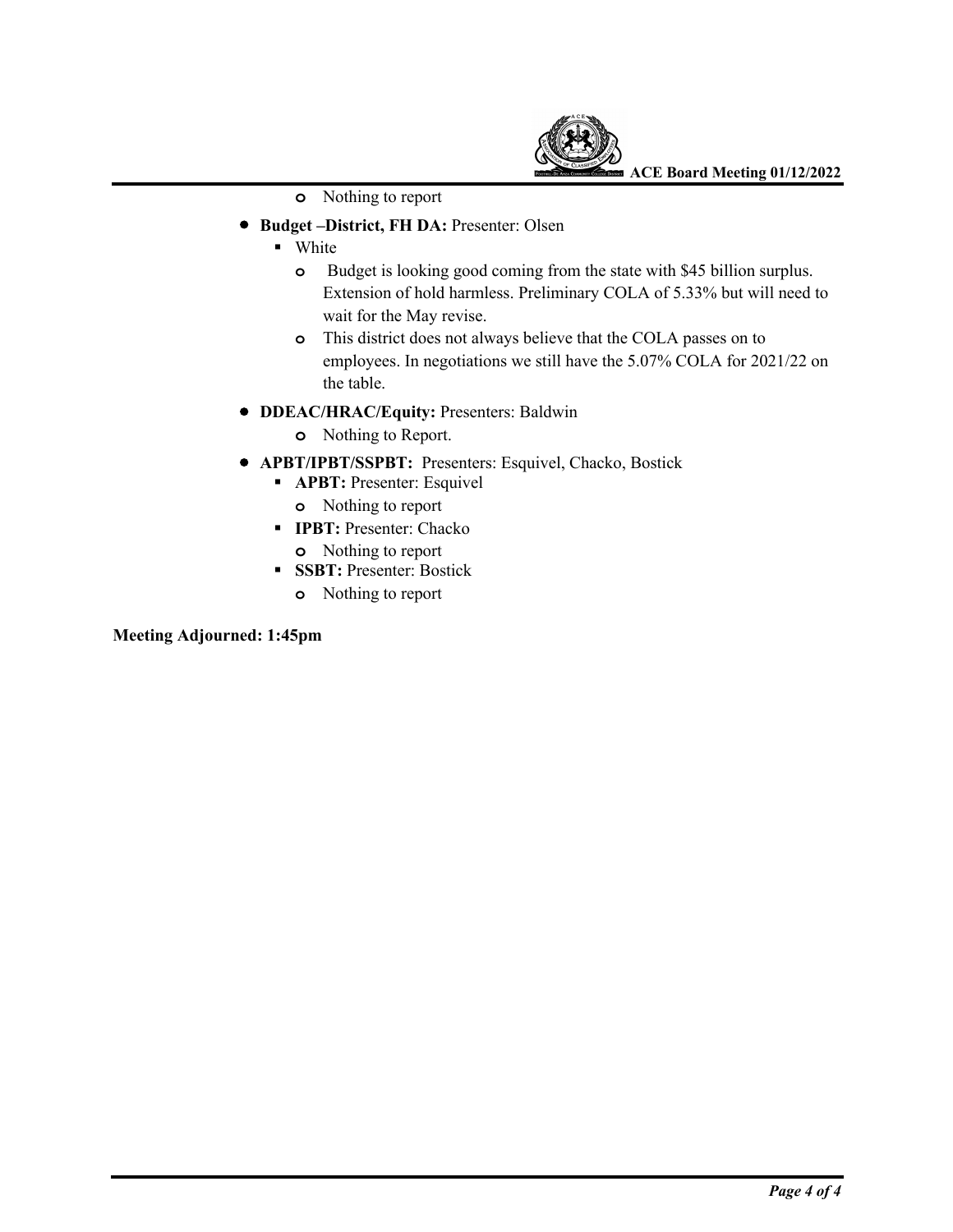- Nothing to report

- **Budget –District, FH DA:** Presenter: Olsen
  - White
    - Budget is looking good coming from the state with $45 billion surplus. Extension of hold harmless. Preliminary COLA of 5.33% but will need to wait for the May revise.
    - This district does not always believe that the COLA passes on to employees. In negotiations we still have the 5.07% COLA for 2021/22 on the table.

- **DDEAC/HRAC/Equity:** Presenters: Baldwin
  - Nothing to Report.

- **APBT/IPBT/SSPBT:** Presenters: Esquivel, Chacko, Bostick
  - **APBT:** Presenter: Esquivel
    - Nothing to report
  - **IPBT:** Presenter: Chacko
    - Nothing to report
  - **SSBT:** Presenter: Bostick
    - Nothing to report

**Meeting Adjourned: 1:45pm**